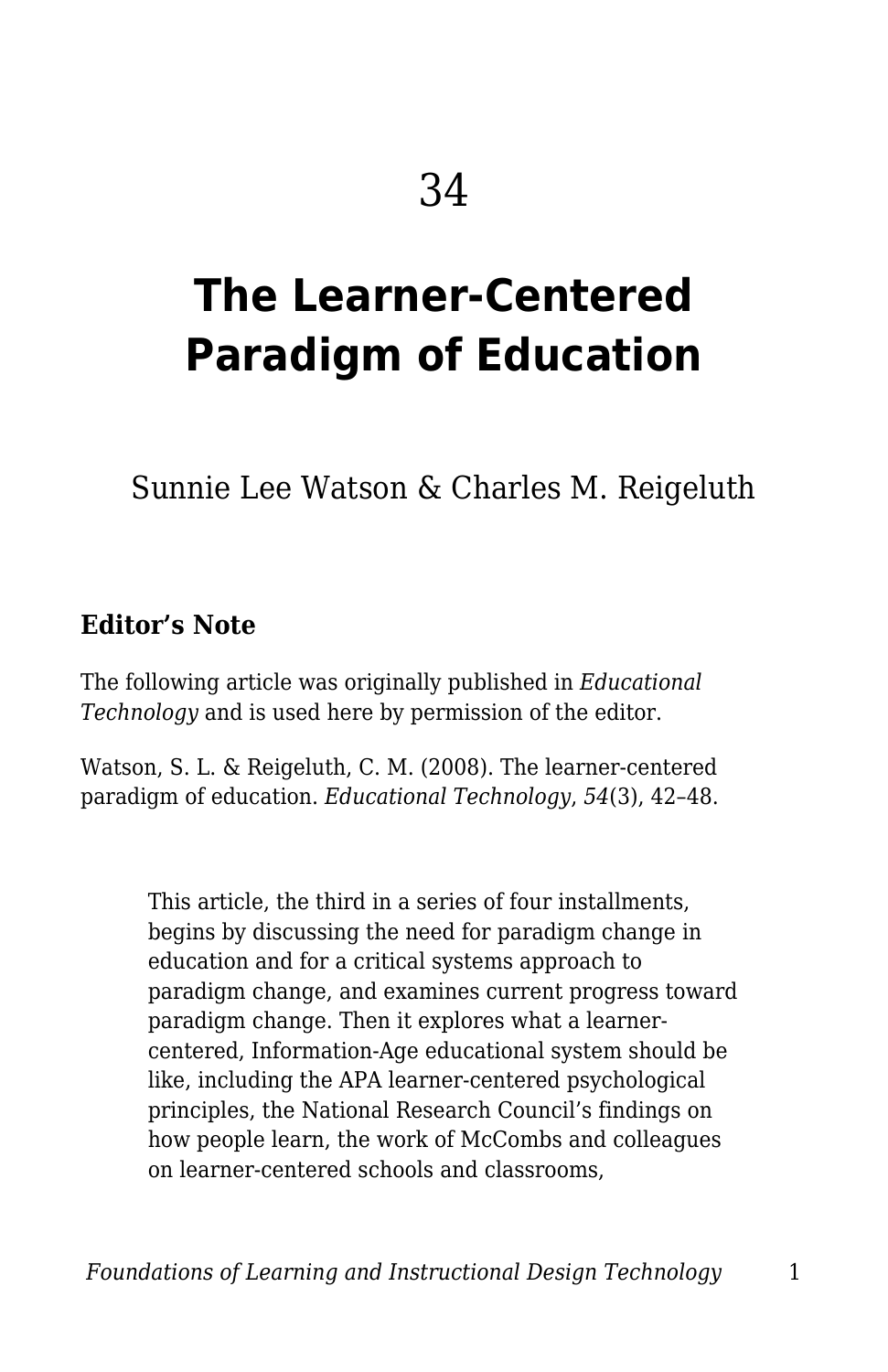34

# The Learner-Centered Paradigm of Education

Sunnie Lee Watson & Charles M. Reigeluth

### Editor's Note

The following article was originally published in *Educational Technology* and is used here by permission of the editor.

Watson, S. L. & Reigeluth, C. M. (2008). The learner-centered paradigm of education. *Educational Technology*, *54*(3), 42–48.

> This article, the third in a series of four installments, begins by discussing the need for paradigm change in education and for a critical systems approach to paradigm change, and examines current progress toward paradigm change. Then it explores what a learner-centered, Information-Age educational system should be like, including the APA learner-centered psychological principles, the National Research Council's findings on how people learn, the work of McCombs and colleagues on learner-centered schools and classrooms,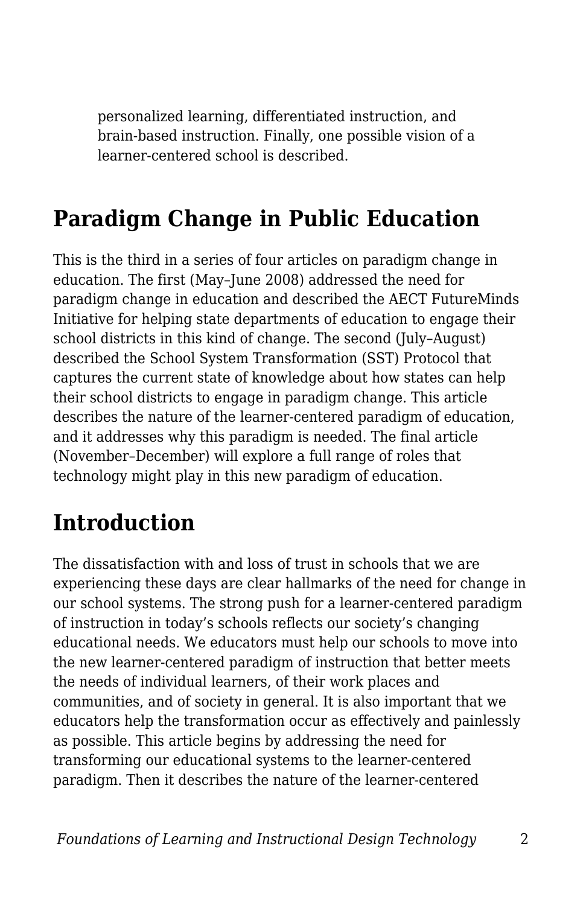personalized learning, differentiated instruction, and brain-based instruction. Finally, one possible vision of a learner-centered school is described.

## Paradigm Change in Public Education

This is the third in a series of four articles on paradigm change in education. The first (May–June 2008) addressed the need for paradigm change in education and described the AECT FutureMinds Initiative for helping state departments of education to engage their school districts in this kind of change. The second (July–August) described the School System Transformation (SST) Protocol that captures the current state of knowledge about how states can help their school districts to engage in paradigm change. This article describes the nature of the learner-centered paradigm of education, and it addresses why this paradigm is needed. The final article (November–December) will explore a full range of roles that technology might play in this new paradigm of education.

## Introduction

The dissatisfaction with and loss of trust in schools that we are experiencing these days are clear hallmarks of the need for change in our school systems. The strong push for a learner-centered paradigm of instruction in today's schools reflects our society's changing educational needs. We educators must help our schools to move into the new learner-centered paradigm of instruction that better meets the needs of individual learners, of their work places and communities, and of society in general. It is also important that we educators help the transformation occur as effectively and painlessly as possible. This article begins by addressing the need for transforming our educational systems to the learner-centered paradigm. Then it describes the nature of the learner-centered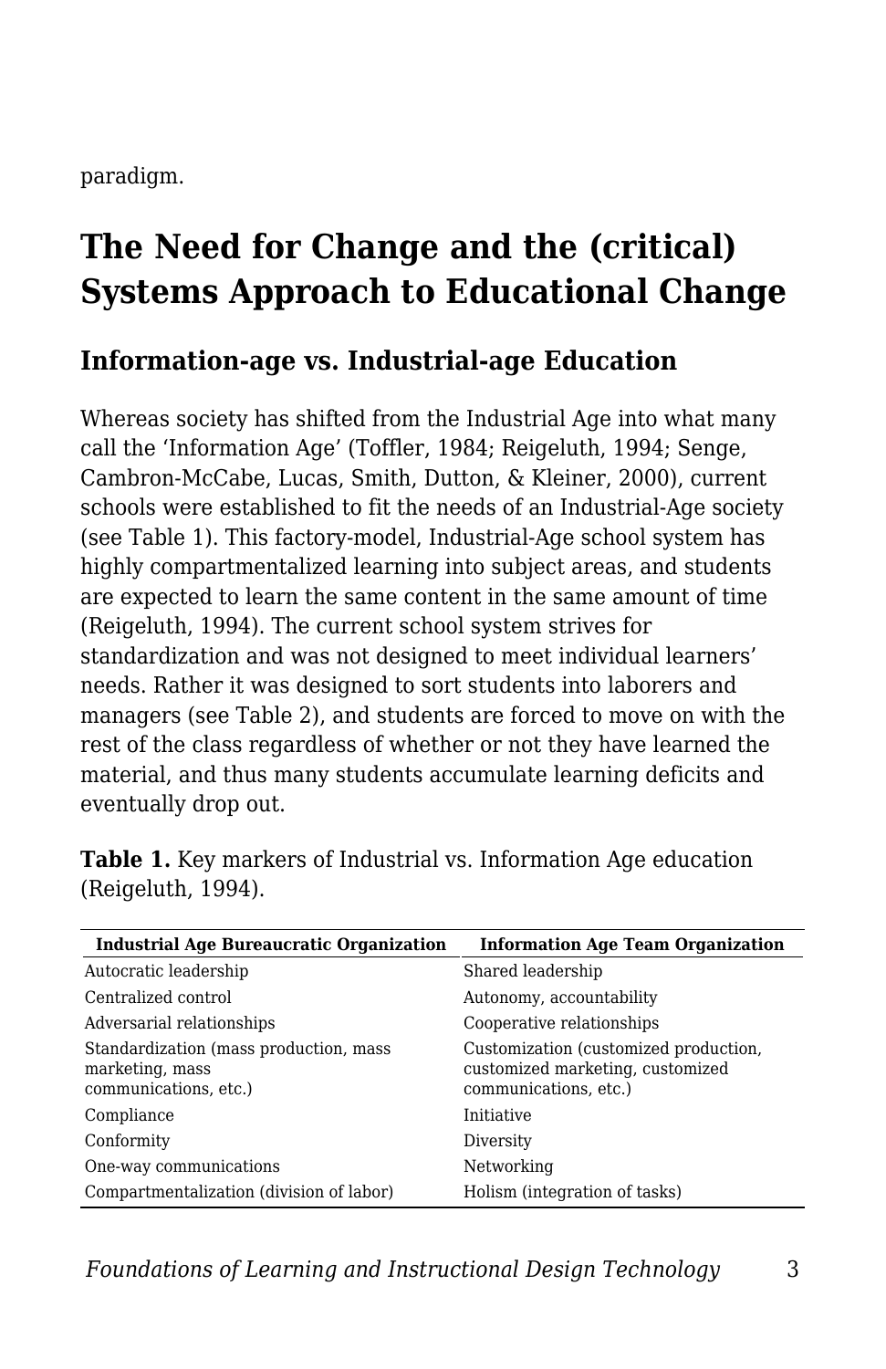paradigm.

## The Need for Change and the (critical) Systems Approach to Educational Change

### Information-age vs. Industrial-age Education

Whereas society has shifted from the Industrial Age into what many call the 'Information Age' (Toffler, 1984; Reigeluth, 1994; Senge, Cambron-McCabe, Lucas, Smith, Dutton, & Kleiner, 2000), current schools were established to fit the needs of an Industrial-Age society (see Table 1). This factory-model, Industrial-Age school system has highly compartmentalized learning into subject areas, and students are expected to learn the same content in the same amount of time (Reigeluth, 1994). The current school system strives for standardization and was not designed to meet individual learners' needs. Rather it was designed to sort students into laborers and managers (see Table 2), and students are forced to move on with the rest of the class regardless of whether or not they have learned the material, and thus many students accumulate learning deficits and eventually drop out.

**Table 1.** Key markers of Industrial vs. Information Age education (Reigeluth, 1994).

| Industrial Age Bureaucratic Organization | Information Age Team Organization |
| --- | --- |
| Autocratic leadership | Shared leadership |
| Centralized control | Autonomy, accountability |
| Adversarial relationships | Cooperative relationships |
| Standardization (mass production, mass marketing, mass communications, etc.) | Customization (customized production, customized marketing, customized communications, etc.) |
| Compliance | Initiative |
| Conformity | Diversity |
| One-way communications | Networking |
| Compartmentalization (division of labor) | Holism (integration of tasks) |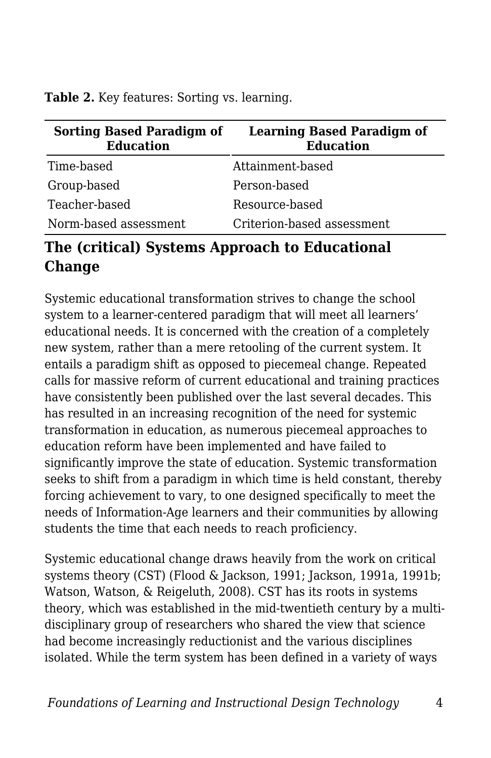**Table 2.** Key features: Sorting vs. learning.

| Sorting Based Paradigm of Education | Learning Based Paradigm of Education |
| --- | --- |
| Time-based | Attainment-based |
| Group-based | Person-based |
| Teacher-based | Resource-based |
| Norm-based assessment | Criterion-based assessment |

## The (critical) Systems Approach to Educational Change

Systemic educational transformation strives to change the school system to a learner-centered paradigm that will meet all learners' educational needs. It is concerned with the creation of a completely new system, rather than a mere retooling of the current system. It entails a paradigm shift as opposed to piecemeal change. Repeated calls for massive reform of current educational and training practices have consistently been published over the last several decades. This has resulted in an increasing recognition of the need for systemic transformation in education, as numerous piecemeal approaches to education reform have been implemented and have failed to significantly improve the state of education. Systemic transformation seeks to shift from a paradigm in which time is held constant, thereby forcing achievement to vary, to one designed specifically to meet the needs of Information-Age learners and their communities by allowing students the time that each needs to reach proficiency.

Systemic educational change draws heavily from the work on critical systems theory (CST) (Flood & Jackson, 1991; Jackson, 1991a, 1991b; Watson, Watson, & Reigeluth, 2008). CST has its roots in systems theory, which was established in the mid-twentieth century by a multi-disciplinary group of researchers who shared the view that science had become increasingly reductionist and the various disciplines isolated. While the term system has been defined in a variety of ways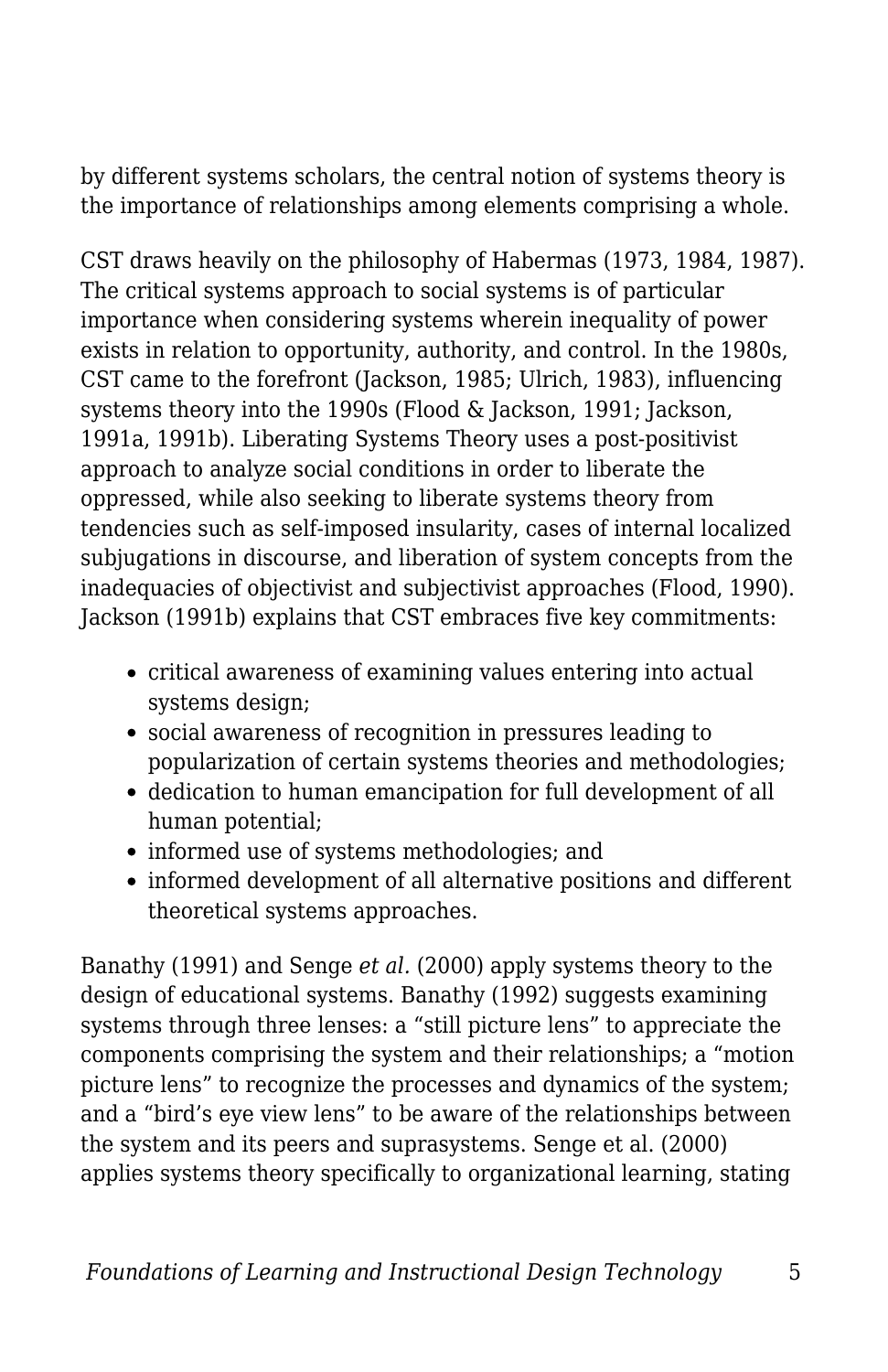by different systems scholars, the central notion of systems theory is the importance of relationships among elements comprising a whole.

CST draws heavily on the philosophy of Habermas (1973, 1984, 1987). The critical systems approach to social systems is of particular importance when considering systems wherein inequality of power exists in relation to opportunity, authority, and control. In the 1980s, CST came to the forefront (Jackson, 1985; Ulrich, 1983), influencing systems theory into the 1990s (Flood & Jackson, 1991; Jackson, 1991a, 1991b). Liberating Systems Theory uses a post-positivist approach to analyze social conditions in order to liberate the oppressed, while also seeking to liberate systems theory from tendencies such as self-imposed insularity, cases of internal localized subjugations in discourse, and liberation of system concepts from the inadequacies of objectivist and subjectivist approaches (Flood, 1990). Jackson (1991b) explains that CST embraces five key commitments:

- critical awareness of examining values entering into actual systems design;
- social awareness of recognition in pressures leading to popularization of certain systems theories and methodologies;
- dedication to human emancipation for full development of all human potential;
- informed use of systems methodologies; and
- informed development of all alternative positions and different theoretical systems approaches.

Banathy (1991) and Senge *et al.* (2000) apply systems theory to the design of educational systems. Banathy (1992) suggests examining systems through three lenses: a "still picture lens" to appreciate the components comprising the system and their relationships; a "motion picture lens" to recognize the processes and dynamics of the system; and a "bird's eye view lens" to be aware of the relationships between the system and its peers and suprasystems. Senge et al. (2000) applies systems theory specifically to organizational learning, stating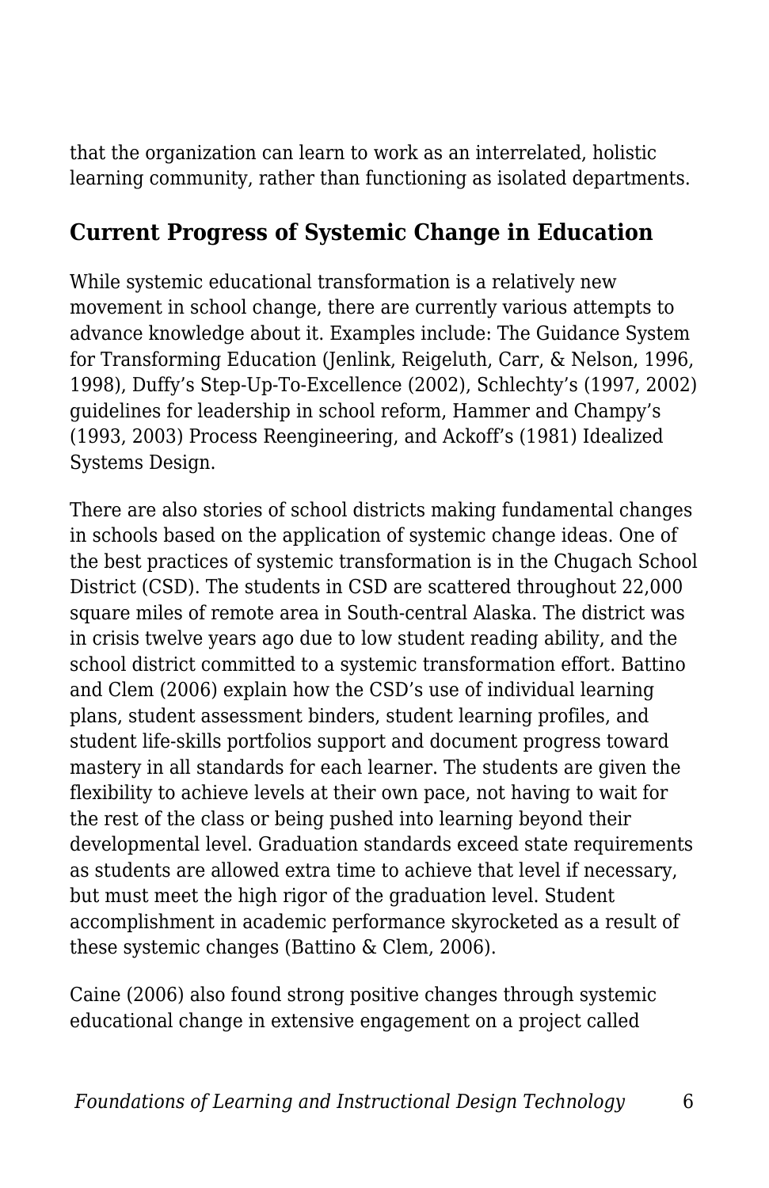that the organization can learn to work as an interrelated, holistic learning community, rather than functioning as isolated departments.

## Current Progress of Systemic Change in Education

While systemic educational transformation is a relatively new movement in school change, there are currently various attempts to advance knowledge about it. Examples include: The Guidance System for Transforming Education (Jenlink, Reigeluth, Carr, & Nelson, 1996, 1998), Duffy's Step-Up-To-Excellence (2002), Schlechty's (1997, 2002) guidelines for leadership in school reform, Hammer and Champy's (1993, 2003) Process Reengineering, and Ackoff's (1981) Idealized Systems Design.

There are also stories of school districts making fundamental changes in schools based on the application of systemic change ideas. One of the best practices of systemic transformation is in the Chugach School District (CSD). The students in CSD are scattered throughout 22,000 square miles of remote area in South-central Alaska. The district was in crisis twelve years ago due to low student reading ability, and the school district committed to a systemic transformation effort. Battino and Clem (2006) explain how the CSD's use of individual learning plans, student assessment binders, student learning profiles, and student life-skills portfolios support and document progress toward mastery in all standards for each learner. The students are given the flexibility to achieve levels at their own pace, not having to wait for the rest of the class or being pushed into learning beyond their developmental level. Graduation standards exceed state requirements as students are allowed extra time to achieve that level if necessary, but must meet the high rigor of the graduation level. Student accomplishment in academic performance skyrocketed as a result of these systemic changes (Battino & Clem, 2006).

Caine (2006) also found strong positive changes through systemic educational change in extensive engagement on a project called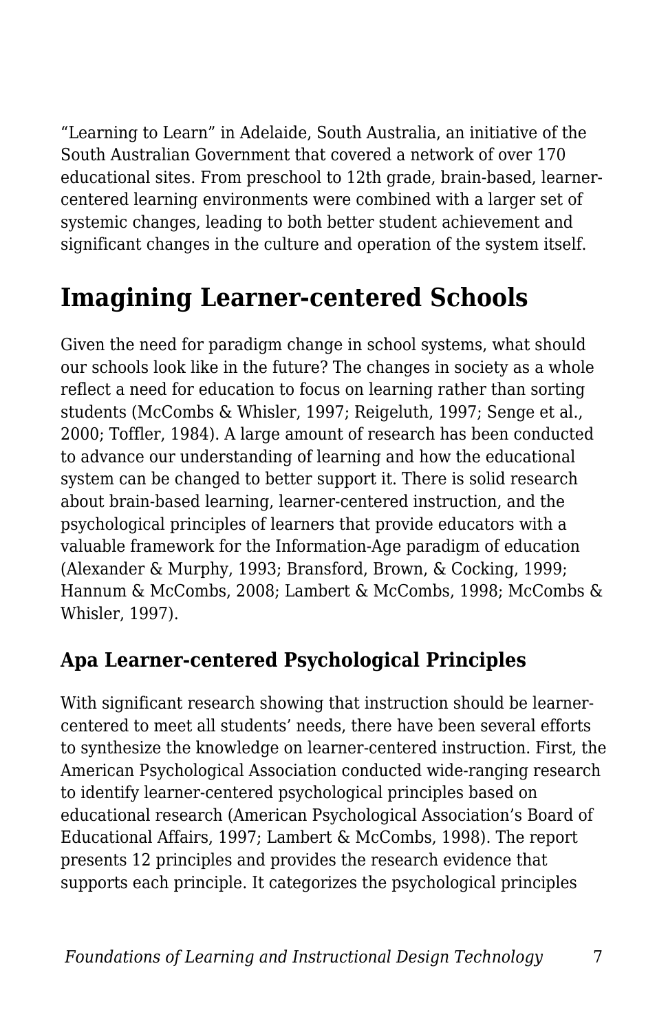“Learning to Learn” in Adelaide, South Australia, an initiative of the South Australian Government that covered a network of over 170 educational sites. From preschool to 12th grade, brain-based, learner-centered learning environments were combined with a larger set of systemic changes, leading to both better student achievement and significant changes in the culture and operation of the system itself.

## Imagining Learner-centered Schools

Given the need for paradigm change in school systems, what should our schools look like in the future? The changes in society as a whole reflect a need for education to focus on learning rather than sorting students (McCombs & Whisler, 1997; Reigeluth, 1997; Senge et al., 2000; Toffler, 1984). A large amount of research has been conducted to advance our understanding of learning and how the educational system can be changed to better support it. There is solid research about brain-based learning, learner-centered instruction, and the psychological principles of learners that provide educators with a valuable framework for the Information-Age paradigm of education (Alexander & Murphy, 1993; Bransford, Brown, & Cocking, 1999; Hannum & McCombs, 2008; Lambert & McCombs, 1998; McCombs & Whisler, 1997).

### Apa Learner-centered Psychological Principles

With significant research showing that instruction should be learner-centered to meet all students’ needs, there have been several efforts to synthesize the knowledge on learner-centered instruction. First, the American Psychological Association conducted wide-ranging research to identify learner-centered psychological principles based on educational research (American Psychological Association’s Board of Educational Affairs, 1997; Lambert & McCombs, 1998). The report presents 12 principles and provides the research evidence that supports each principle. It categorizes the psychological principles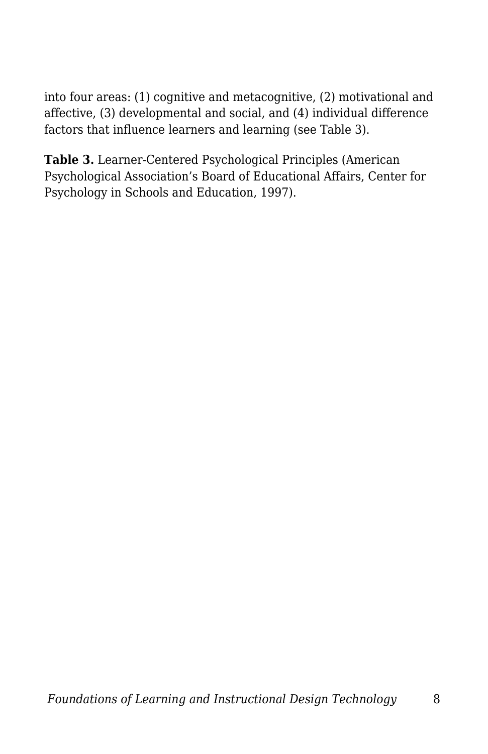into four areas: (1) cognitive and metacognitive, (2) motivational and affective, (3) developmental and social, and (4) individual difference factors that influence learners and learning (see Table 3).

**Table 3.** Learner-Centered Psychological Principles (American Psychological Association's Board of Educational Affairs, Center for Psychology in Schools and Education, 1997).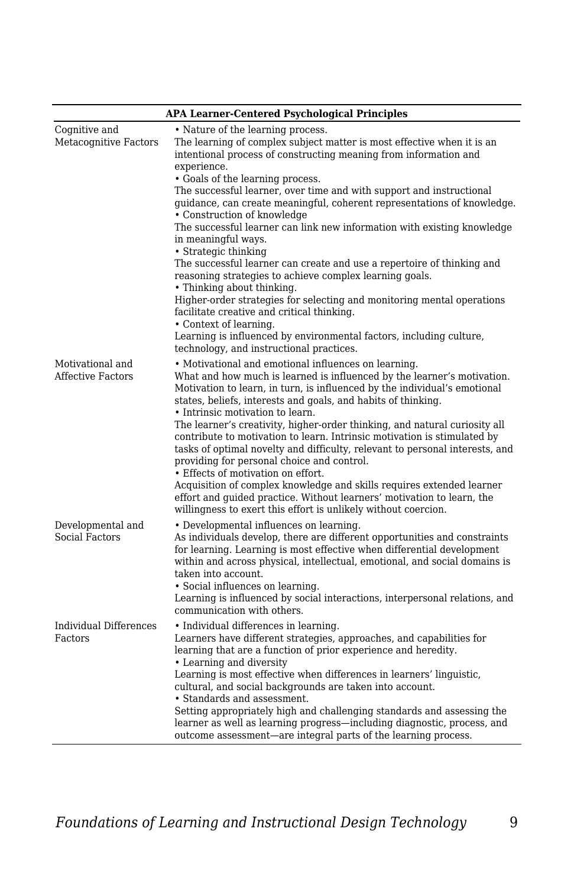| APA Learner-Centered Psychological Principles | |
|---|---|
| Cognitive and Metacognitive Factors | • Nature of the learning process.<br>The learning of complex subject matter is most effective when it is an intentional process of constructing meaning from information and experience.<br>• Goals of the learning process.<br>The successful learner, over time and with support and instructional guidance, can create meaningful, coherent representations of knowledge.<br>• Construction of knowledge<br>The successful learner can link new information with existing knowledge in meaningful ways.<br>• Strategic thinking<br>The successful learner can create and use a repertoire of thinking and reasoning strategies to achieve complex learning goals.<br>• Thinking about thinking.<br>Higher-order strategies for selecting and monitoring mental operations facilitate creative and critical thinking.<br>• Context of learning.<br>Learning is influenced by environmental factors, including culture, technology, and instructional practices. |
| Motivational and Affective Factors | • Motivational and emotional influences on learning.<br>What and how much is learned is influenced by the learner's motivation. Motivation to learn, in turn, is influenced by the individual's emotional states, beliefs, interests and goals, and habits of thinking.<br>• Intrinsic motivation to learn.<br>The learner's creativity, higher-order thinking, and natural curiosity all contribute to motivation to learn. Intrinsic motivation is stimulated by tasks of optimal novelty and difficulty, relevant to personal interests, and providing for personal choice and control.<br>• Effects of motivation on effort.<br>Acquisition of complex knowledge and skills requires extended learner effort and guided practice. Without learners' motivation to learn, the willingness to exert this effort is unlikely without coercion. |
| Developmental and Social Factors | • Developmental influences on learning.<br>As individuals develop, there are different opportunities and constraints for learning. Learning is most effective when differential development within and across physical, intellectual, emotional, and social domains is taken into account.<br>• Social influences on learning.<br>Learning is influenced by social interactions, interpersonal relations, and communication with others. |
| Individual Differences Factors | • Individual differences in learning.<br>Learners have different strategies, approaches, and capabilities for learning that are a function of prior experience and heredity.<br>• Learning and diversity<br>Learning is most effective when differences in learners' linguistic, cultural, and social backgrounds are taken into account.<br>• Standards and assessment.<br>Setting appropriately high and challenging standards and assessing the learner as well as learning progress—including diagnostic, process, and outcome assessment—are integral parts of the learning process. |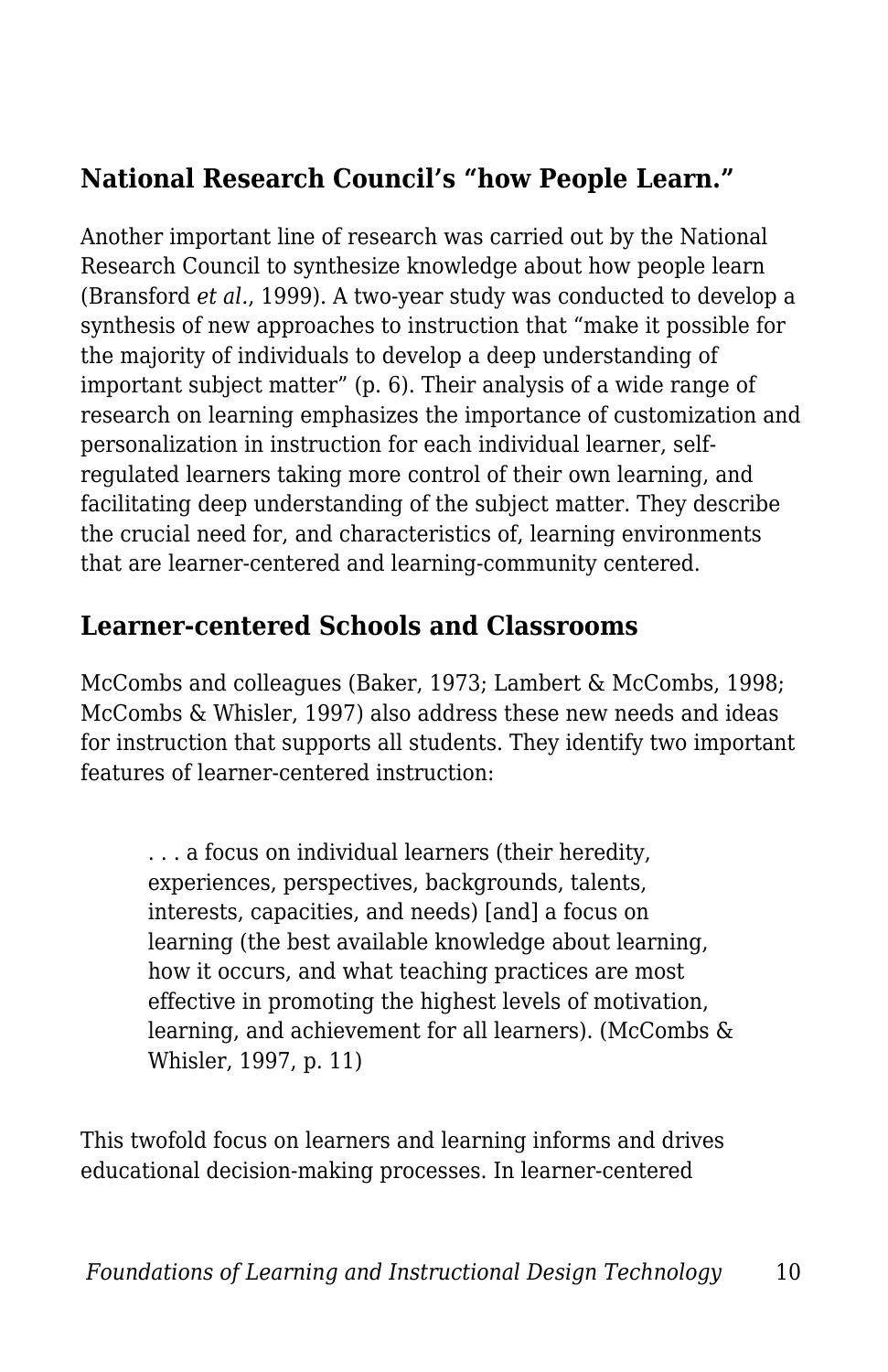### National Research Council's "how People Learn."

Another important line of research was carried out by the National Research Council to synthesize knowledge about how people learn (Bransford *et al.*, 1999). A two-year study was conducted to develop a synthesis of new approaches to instruction that "make it possible for the majority of individuals to develop a deep understanding of important subject matter" (p. 6). Their analysis of a wide range of research on learning emphasizes the importance of customization and personalization in instruction for each individual learner, self-regulated learners taking more control of their own learning, and facilitating deep understanding of the subject matter. They describe the crucial need for, and characteristics of, learning environments that are learner-centered and learning-community centered.

### Learner-centered Schools and Classrooms

McCombs and colleagues (Baker, 1973; Lambert & McCombs, 1998; McCombs & Whisler, 1997) also address these new needs and ideas for instruction that supports all students. They identify two important features of learner-centered instruction:

> . . . a focus on individual learners (their heredity, experiences, perspectives, backgrounds, talents, interests, capacities, and needs) [and] a focus on learning (the best available knowledge about learning, how it occurs, and what teaching practices are most effective in promoting the highest levels of motivation, learning, and achievement for all learners). (McCombs & Whisler, 1997, p. 11)

This twofold focus on learners and learning informs and drives educational decision-making processes. In learner-centered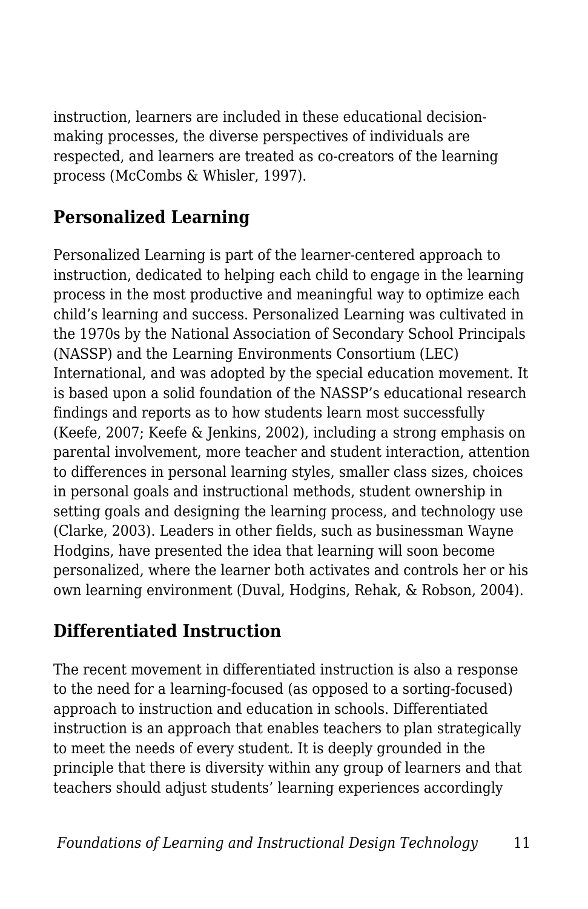instruction, learners are included in these educational decision-making processes, the diverse perspectives of individuals are respected, and learners are treated as co-creators of the learning process (McCombs & Whisler, 1997).

## Personalized Learning

Personalized Learning is part of the learner-centered approach to instruction, dedicated to helping each child to engage in the learning process in the most productive and meaningful way to optimize each child's learning and success. Personalized Learning was cultivated in the 1970s by the National Association of Secondary School Principals (NASSP) and the Learning Environments Consortium (LEC) International, and was adopted by the special education movement. It is based upon a solid foundation of the NASSP's educational research findings and reports as to how students learn most successfully (Keefe, 2007; Keefe & Jenkins, 2002), including a strong emphasis on parental involvement, more teacher and student interaction, attention to differences in personal learning styles, smaller class sizes, choices in personal goals and instructional methods, student ownership in setting goals and designing the learning process, and technology use (Clarke, 2003). Leaders in other fields, such as businessman Wayne Hodgins, have presented the idea that learning will soon become personalized, where the learner both activates and controls her or his own learning environment (Duval, Hodgins, Rehak, & Robson, 2004).

## Differentiated Instruction

The recent movement in differentiated instruction is also a response to the need for a learning-focused (as opposed to a sorting-focused) approach to instruction and education in schools. Differentiated instruction is an approach that enables teachers to plan strategically to meet the needs of every student. It is deeply grounded in the principle that there is diversity within any group of learners and that teachers should adjust students' learning experiences accordingly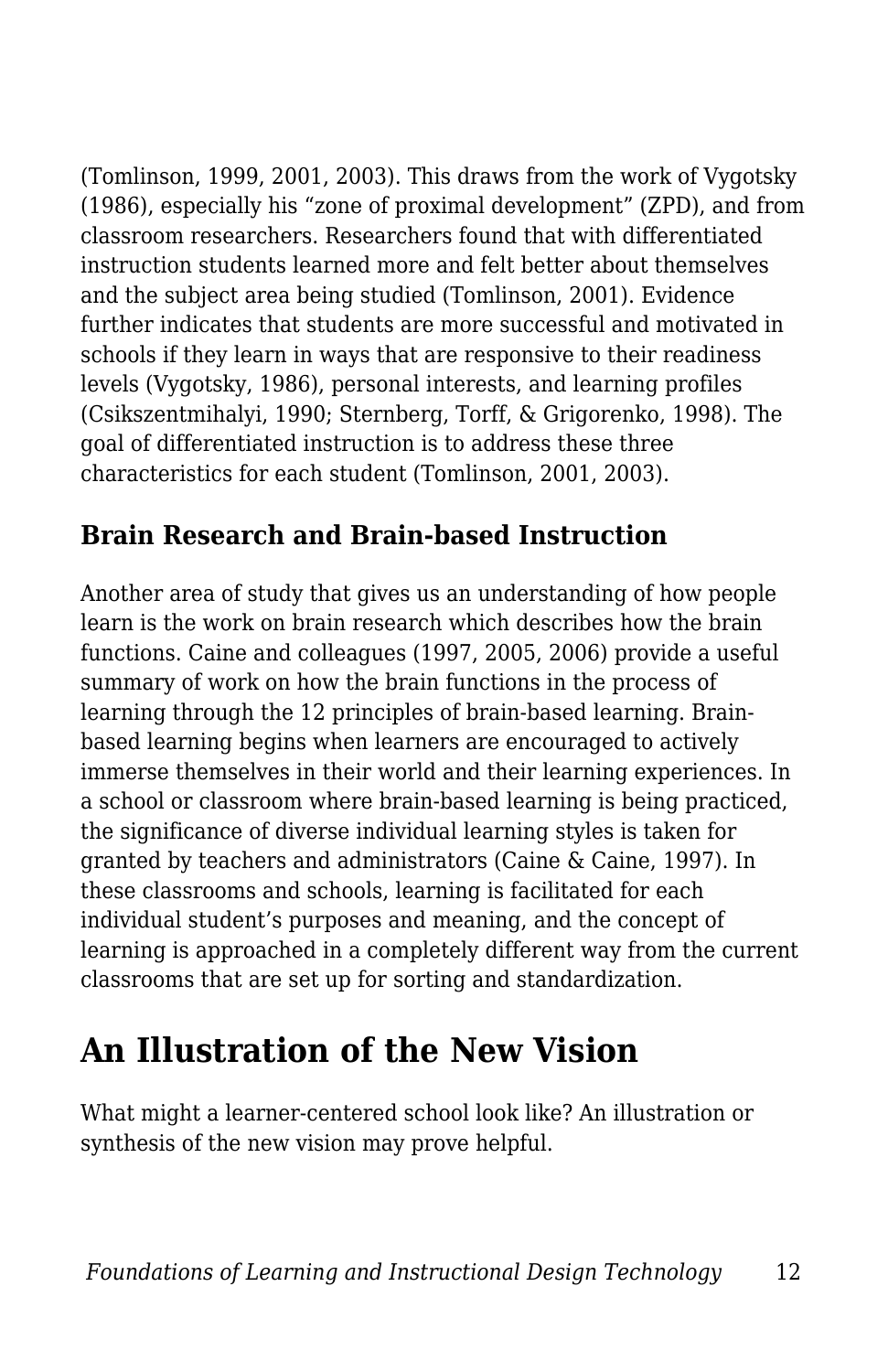(Tomlinson, 1999, 2001, 2003). This draws from the work of Vygotsky (1986), especially his “zone of proximal development” (ZPD), and from classroom researchers. Researchers found that with differentiated instruction students learned more and felt better about themselves and the subject area being studied (Tomlinson, 2001). Evidence further indicates that students are more successful and motivated in schools if they learn in ways that are responsive to their readiness levels (Vygotsky, 1986), personal interests, and learning profiles (Csikszentmihalyi, 1990; Sternberg, Torff, & Grigorenko, 1998). The goal of differentiated instruction is to address these three characteristics for each student (Tomlinson, 2001, 2003).

### Brain Research and Brain-based Instruction

Another area of study that gives us an understanding of how people learn is the work on brain research which describes how the brain functions. Caine and colleagues (1997, 2005, 2006) provide a useful summary of work on how the brain functions in the process of learning through the 12 principles of brain-based learning. Brain-based learning begins when learners are encouraged to actively immerse themselves in their world and their learning experiences. In a school or classroom where brain-based learning is being practiced, the significance of diverse individual learning styles is taken for granted by teachers and administrators (Caine & Caine, 1997). In these classrooms and schools, learning is facilitated for each individual student’s purposes and meaning, and the concept of learning is approached in a completely different way from the current classrooms that are set up for sorting and standardization.

## An Illustration of the New Vision

What might a learner-centered school look like? An illustration or synthesis of the new vision may prove helpful.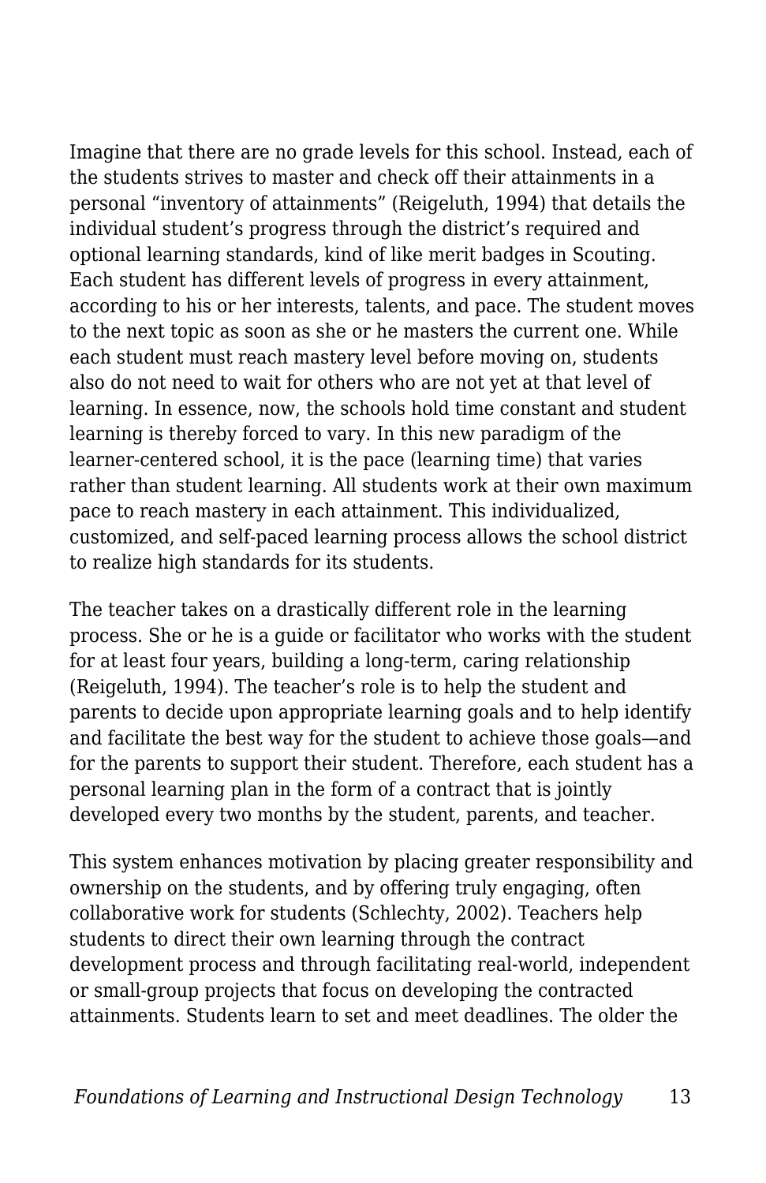Imagine that there are no grade levels for this school. Instead, each of the students strives to master and check off their attainments in a personal "inventory of attainments" (Reigeluth, 1994) that details the individual student's progress through the district's required and optional learning standards, kind of like merit badges in Scouting. Each student has different levels of progress in every attainment, according to his or her interests, talents, and pace. The student moves to the next topic as soon as she or he masters the current one. While each student must reach mastery level before moving on, students also do not need to wait for others who are not yet at that level of learning. In essence, now, the schools hold time constant and student learning is thereby forced to vary. In this new paradigm of the learner-centered school, it is the pace (learning time) that varies rather than student learning. All students work at their own maximum pace to reach mastery in each attainment. This individualized, customized, and self-paced learning process allows the school district to realize high standards for its students.

The teacher takes on a drastically different role in the learning process. She or he is a guide or facilitator who works with the student for at least four years, building a long-term, caring relationship (Reigeluth, 1994). The teacher's role is to help the student and parents to decide upon appropriate learning goals and to help identify and facilitate the best way for the student to achieve those goals—and for the parents to support their student. Therefore, each student has a personal learning plan in the form of a contract that is jointly developed every two months by the student, parents, and teacher.

This system enhances motivation by placing greater responsibility and ownership on the students, and by offering truly engaging, often collaborative work for students (Schlechty, 2002). Teachers help students to direct their own learning through the contract development process and through facilitating real-world, independent or small-group projects that focus on developing the contracted attainments. Students learn to set and meet deadlines. The older the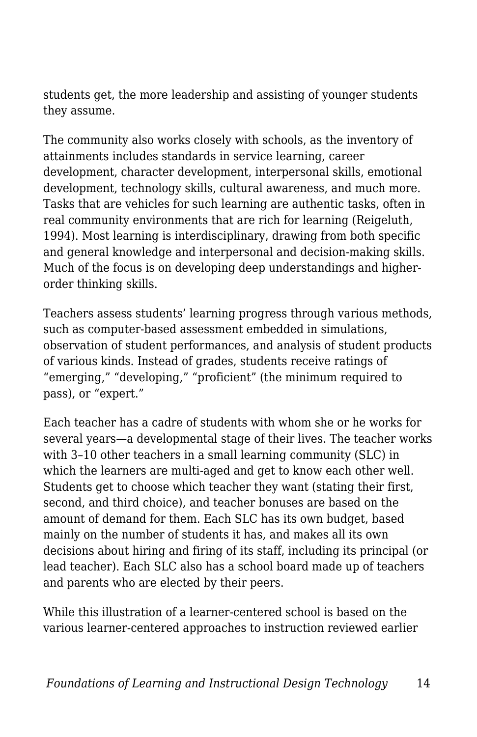students get, the more leadership and assisting of younger students they assume.

The community also works closely with schools, as the inventory of attainments includes standards in service learning, career development, character development, interpersonal skills, emotional development, technology skills, cultural awareness, and much more. Tasks that are vehicles for such learning are authentic tasks, often in real community environments that are rich for learning (Reigeluth, 1994). Most learning is interdisciplinary, drawing from both specific and general knowledge and interpersonal and decision-making skills. Much of the focus is on developing deep understandings and higher-order thinking skills.

Teachers assess students' learning progress through various methods, such as computer-based assessment embedded in simulations, observation of student performances, and analysis of student products of various kinds. Instead of grades, students receive ratings of "emerging," "developing," "proficient" (the minimum required to pass), or "expert."

Each teacher has a cadre of students with whom she or he works for several years—a developmental stage of their lives. The teacher works with 3–10 other teachers in a small learning community (SLC) in which the learners are multi-aged and get to know each other well. Students get to choose which teacher they want (stating their first, second, and third choice), and teacher bonuses are based on the amount of demand for them. Each SLC has its own budget, based mainly on the number of students it has, and makes all its own decisions about hiring and firing of its staff, including its principal (or lead teacher). Each SLC also has a school board made up of teachers and parents who are elected by their peers.

While this illustration of a learner-centered school is based on the various learner-centered approaches to instruction reviewed earlier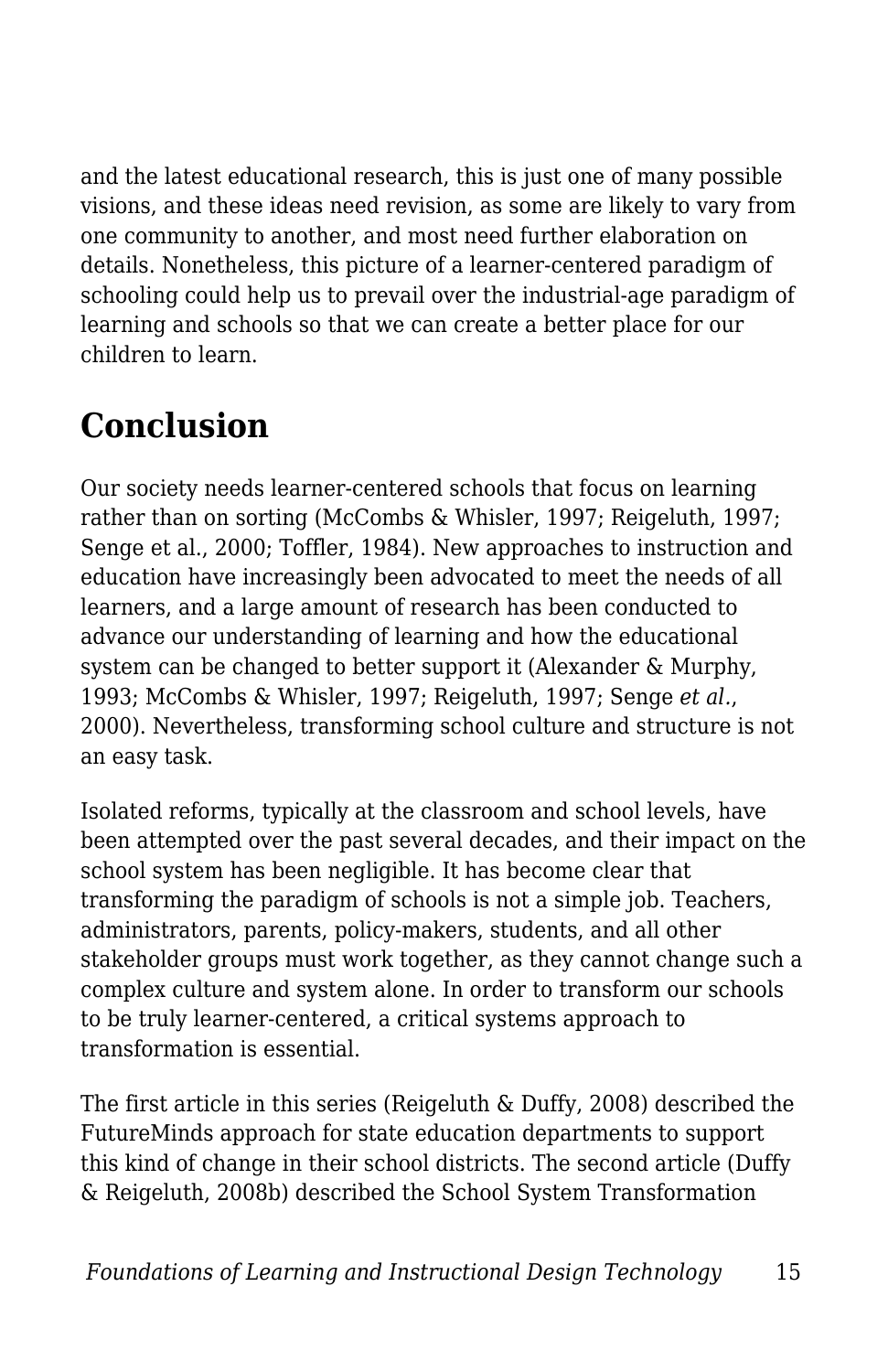and the latest educational research, this is just one of many possible visions, and these ideas need revision, as some are likely to vary from one community to another, and most need further elaboration on details. Nonetheless, this picture of a learner-centered paradigm of schooling could help us to prevail over the industrial-age paradigm of learning and schools so that we can create a better place for our children to learn.

## Conclusion

Our society needs learner-centered schools that focus on learning rather than on sorting (McCombs & Whisler, 1997; Reigeluth, 1997; Senge et al., 2000; Toffler, 1984). New approaches to instruction and education have increasingly been advocated to meet the needs of all learners, and a large amount of research has been conducted to advance our understanding of learning and how the educational system can be changed to better support it (Alexander & Murphy, 1993; McCombs & Whisler, 1997; Reigeluth, 1997; Senge *et al.*, 2000). Nevertheless, transforming school culture and structure is not an easy task.

Isolated reforms, typically at the classroom and school levels, have been attempted over the past several decades, and their impact on the school system has been negligible. It has become clear that transforming the paradigm of schools is not a simple job. Teachers, administrators, parents, policy-makers, students, and all other stakeholder groups must work together, as they cannot change such a complex culture and system alone. In order to transform our schools to be truly learner-centered, a critical systems approach to transformation is essential.

The first article in this series (Reigeluth & Duffy, 2008) described the FutureMinds approach for state education departments to support this kind of change in their school districts. The second article (Duffy & Reigeluth, 2008b) described the School System Transformation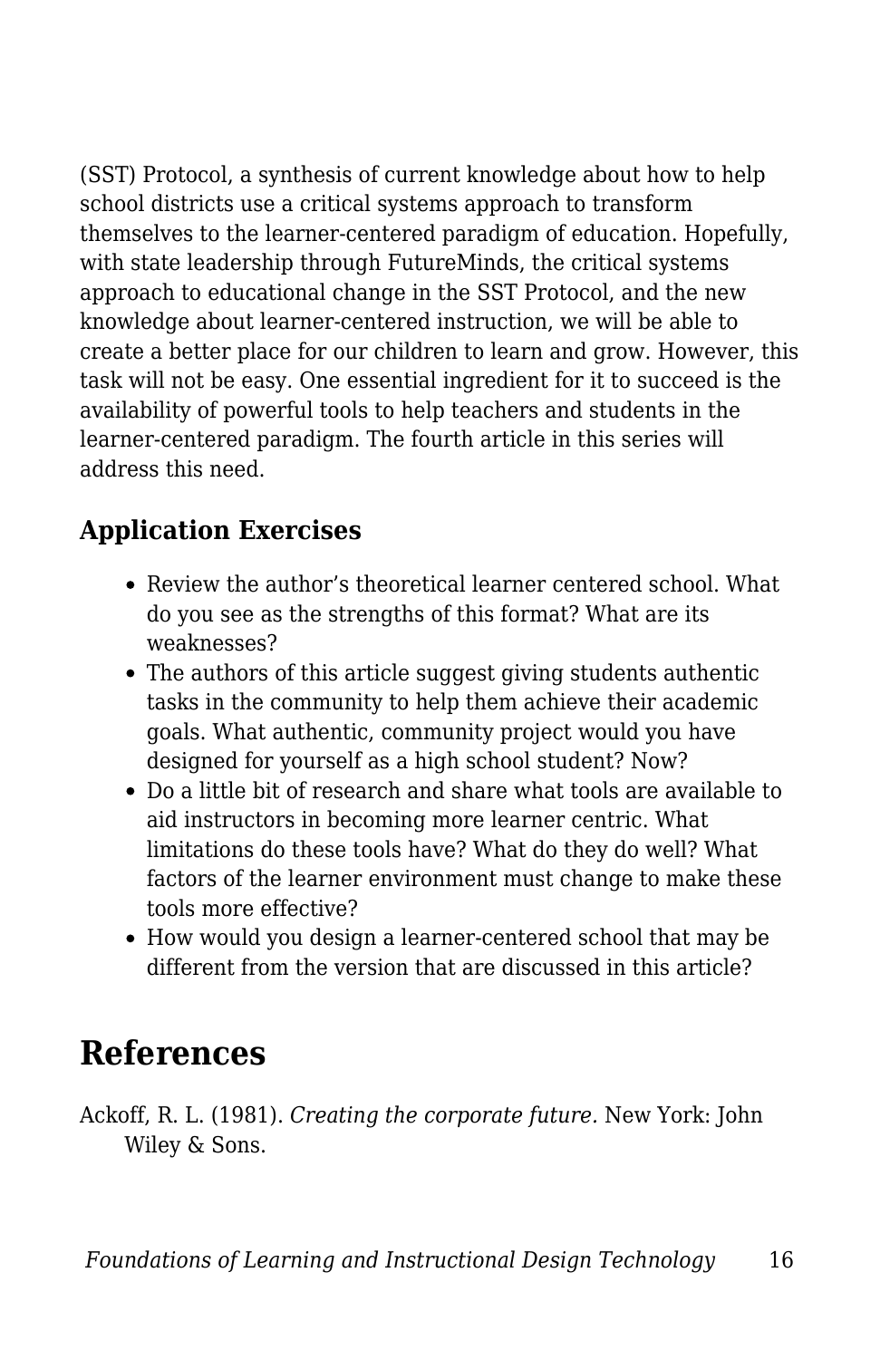(SST) Protocol, a synthesis of current knowledge about how to help school districts use a critical systems approach to transform themselves to the learner-centered paradigm of education. Hopefully, with state leadership through FutureMinds, the critical systems approach to educational change in the SST Protocol, and the new knowledge about learner-centered instruction, we will be able to create a better place for our children to learn and grow. However, this task will not be easy. One essential ingredient for it to succeed is the availability of powerful tools to help teachers and students in the learner-centered paradigm. The fourth article in this series will address this need.

### Application Exercises

- Review the author's theoretical learner centered school. What do you see as the strengths of this format? What are its weaknesses?
- The authors of this article suggest giving students authentic tasks in the community to help them achieve their academic goals. What authentic, community project would you have designed for yourself as a high school student? Now?
- Do a little bit of research and share what tools are available to aid instructors in becoming more learner centric. What limitations do these tools have? What do they do well? What factors of the learner environment must change to make these tools more effective?
- How would you design a learner-centered school that may be different from the version that are discussed in this article?

## References

Ackoff, R. L. (1981). *Creating the corporate future.* New York: John Wiley & Sons.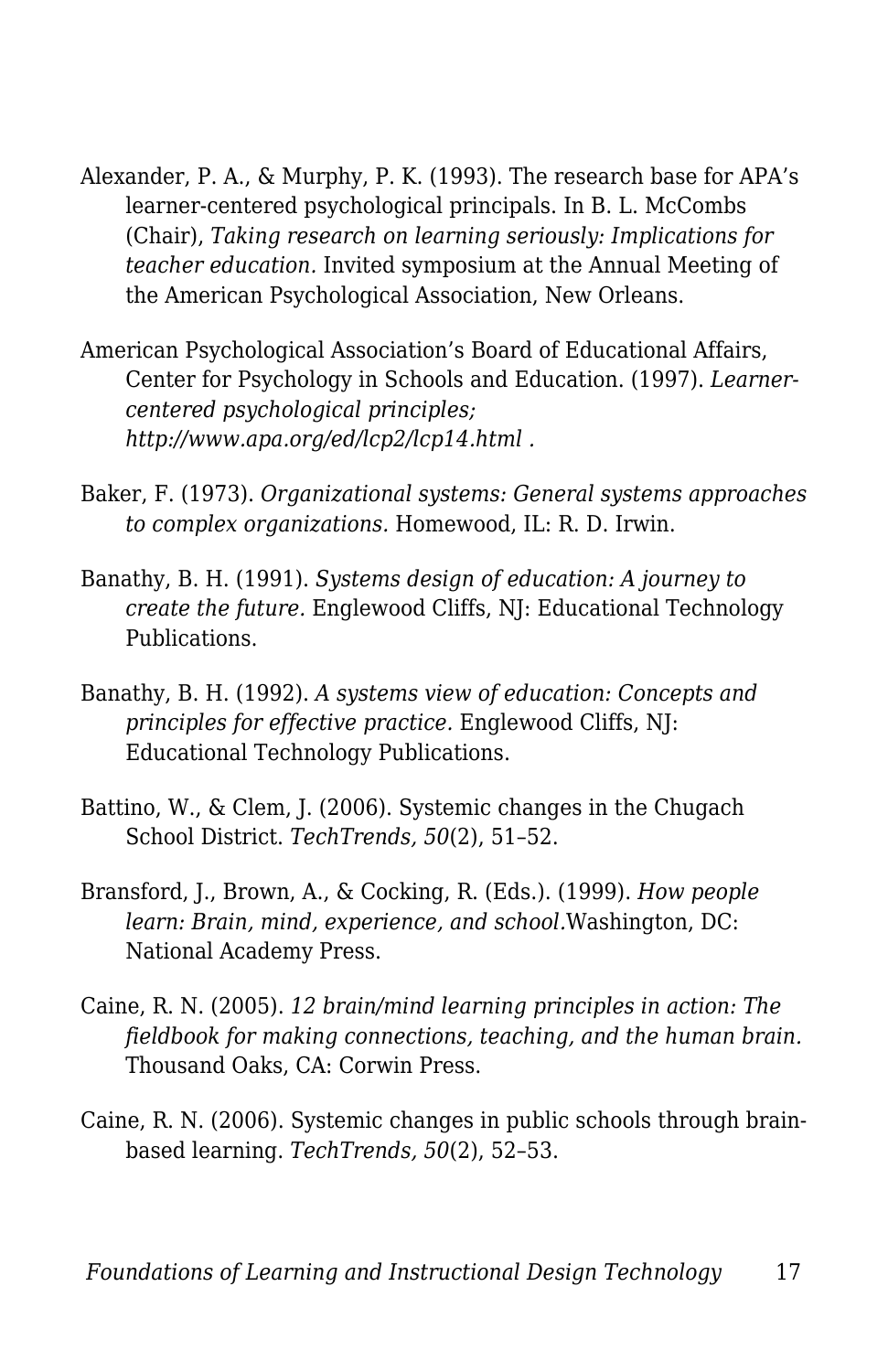Alexander, P. A., & Murphy, P. K. (1993). The research base for APA's learner-centered psychological principals. In B. L. McCombs (Chair), *Taking research on learning seriously: Implications for teacher education.* Invited symposium at the Annual Meeting of the American Psychological Association, New Orleans.

American Psychological Association's Board of Educational Affairs, Center for Psychology in Schools and Education. (1997). *Learner-centered psychological principles; http://www.apa.org/ed/lcp2/lcp14.html .*

Baker, F. (1973). *Organizational systems: General systems approaches to complex organizations.* Homewood, IL: R. D. Irwin.

Banathy, B. H. (1991). *Systems design of education: A journey to create the future.* Englewood Cliffs, NJ: Educational Technology Publications.

Banathy, B. H. (1992). *A systems view of education: Concepts and principles for effective practice.* Englewood Cliffs, NJ: Educational Technology Publications.

Battino, W., & Clem, J. (2006). Systemic changes in the Chugach School District. *TechTrends, 50*(2), 51–52.

Bransford, J., Brown, A., & Cocking, R. (Eds.). (1999). *How people learn: Brain, mind, experience, and school.*Washington, DC: National Academy Press.

Caine, R. N. (2005). *12 brain/mind learning principles in action: The fieldbook for making connections, teaching, and the human brain.* Thousand Oaks, CA: Corwin Press.

Caine, R. N. (2006). Systemic changes in public schools through brain-based learning. *TechTrends, 50*(2), 52–53.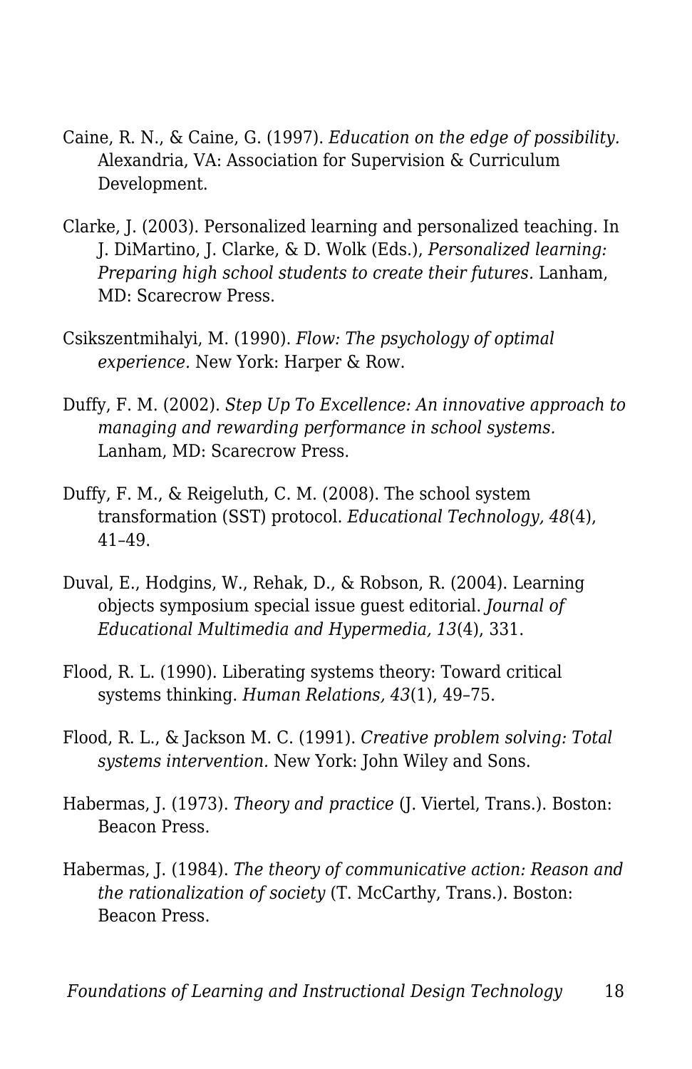Caine, R. N., & Caine, G. (1997). *Education on the edge of possibility.* Alexandria, VA: Association for Supervision & Curriculum Development.

Clarke, J. (2003). Personalized learning and personalized teaching. In J. DiMartino, J. Clarke, & D. Wolk (Eds.), *Personalized learning: Preparing high school students to create their futures.* Lanham, MD: Scarecrow Press.

Csikszentmihalyi, M. (1990). *Flow: The psychology of optimal experience.* New York: Harper & Row.

Duffy, F. M. (2002). *Step Up To Excellence: An innovative approach to managing and rewarding performance in school systems.* Lanham, MD: Scarecrow Press.

Duffy, F. M., & Reigeluth, C. M. (2008). The school system transformation (SST) protocol. *Educational Technology, 48*(4), 41–49.

Duval, E., Hodgins, W., Rehak, D., & Robson, R. (2004). Learning objects symposium special issue guest editorial. *Journal of Educational Multimedia and Hypermedia, 13*(4), 331.

Flood, R. L. (1990). Liberating systems theory: Toward critical systems thinking. *Human Relations, 43*(1), 49–75.

Flood, R. L., & Jackson M. C. (1991). *Creative problem solving: Total systems intervention.* New York: John Wiley and Sons.

Habermas, J. (1973). *Theory and practice* (J. Viertel, Trans.). Boston: Beacon Press.

Habermas, J. (1984). *The theory of communicative action: Reason and the rationalization of society* (T. McCarthy, Trans.). Boston: Beacon Press.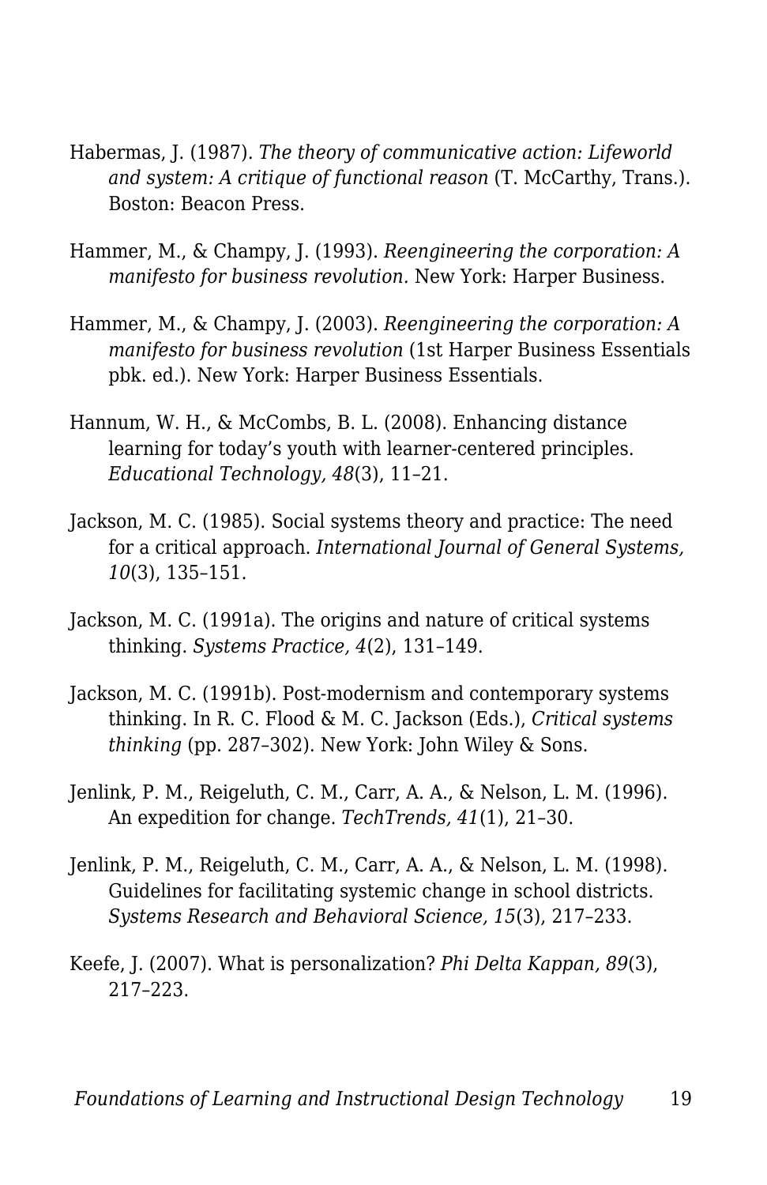Habermas, J. (1987). *The theory of communicative action: Lifeworld and system: A critique of functional reason* (T. McCarthy, Trans.). Boston: Beacon Press.

Hammer, M., & Champy, J. (1993). *Reengineering the corporation: A manifesto for business revolution.* New York: Harper Business.

Hammer, M., & Champy, J. (2003). *Reengineering the corporation: A manifesto for business revolution* (1st Harper Business Essentials pbk. ed.). New York: Harper Business Essentials.

Hannum, W. H., & McCombs, B. L. (2008). Enhancing distance learning for today's youth with learner-centered principles. *Educational Technology, 48*(3), 11–21.

Jackson, M. C. (1985). Social systems theory and practice: The need for a critical approach. *International Journal of General Systems, 10*(3), 135–151.

Jackson, M. C. (1991a). The origins and nature of critical systems thinking. *Systems Practice, 4*(2), 131–149.

Jackson, M. C. (1991b). Post-modernism and contemporary systems thinking. In R. C. Flood & M. C. Jackson (Eds.), *Critical systems thinking* (pp. 287–302). New York: John Wiley & Sons.

Jenlink, P. M., Reigeluth, C. M., Carr, A. A., & Nelson, L. M. (1996). An expedition for change. *TechTrends, 41*(1), 21–30.

Jenlink, P. M., Reigeluth, C. M., Carr, A. A., & Nelson, L. M. (1998). Guidelines for facilitating systemic change in school districts. *Systems Research and Behavioral Science, 15*(3), 217–233.

Keefe, J. (2007). What is personalization? *Phi Delta Kappan, 89*(3), 217–223.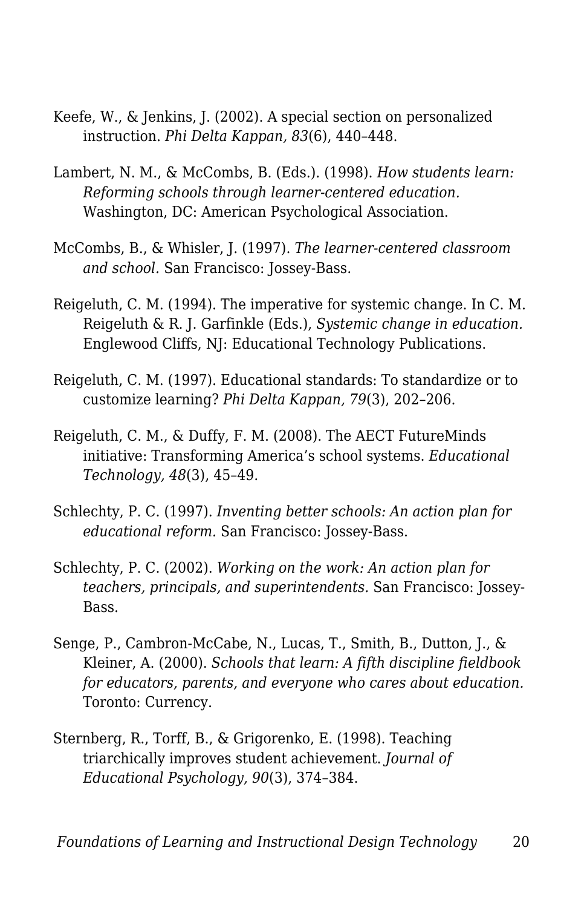Keefe, W., & Jenkins, J. (2002). A special section on personalized instruction. *Phi Delta Kappan, 83*(6), 440–448.

Lambert, N. M., & McCombs, B. (Eds.). (1998). *How students learn: Reforming schools through learner-centered education.* Washington, DC: American Psychological Association.

McCombs, B., & Whisler, J. (1997). *The learner-centered classroom and school.* San Francisco: Jossey-Bass.

Reigeluth, C. M. (1994). The imperative for systemic change. In C. M. Reigeluth & R. J. Garfinkle (Eds.), *Systemic change in education.* Englewood Cliffs, NJ: Educational Technology Publications.

Reigeluth, C. M. (1997). Educational standards: To standardize or to customize learning? *Phi Delta Kappan, 79*(3), 202–206.

Reigeluth, C. M., & Duffy, F. M. (2008). The AECT FutureMinds initiative: Transforming America's school systems. *Educational Technology, 48*(3), 45–49.

Schlechty, P. C. (1997). *Inventing better schools: An action plan for educational reform.* San Francisco: Jossey-Bass.

Schlechty, P. C. (2002). *Working on the work: An action plan for teachers, principals, and superintendents.* San Francisco: Jossey-Bass.

Senge, P., Cambron-McCabe, N., Lucas, T., Smith, B., Dutton, J., & Kleiner, A. (2000). *Schools that learn: A fifth discipline fieldbook for educators, parents, and everyone who cares about education.* Toronto: Currency.

Sternberg, R., Torff, B., & Grigorenko, E. (1998). Teaching triarchically improves student achievement. *Journal of Educational Psychology, 90*(3), 374–384.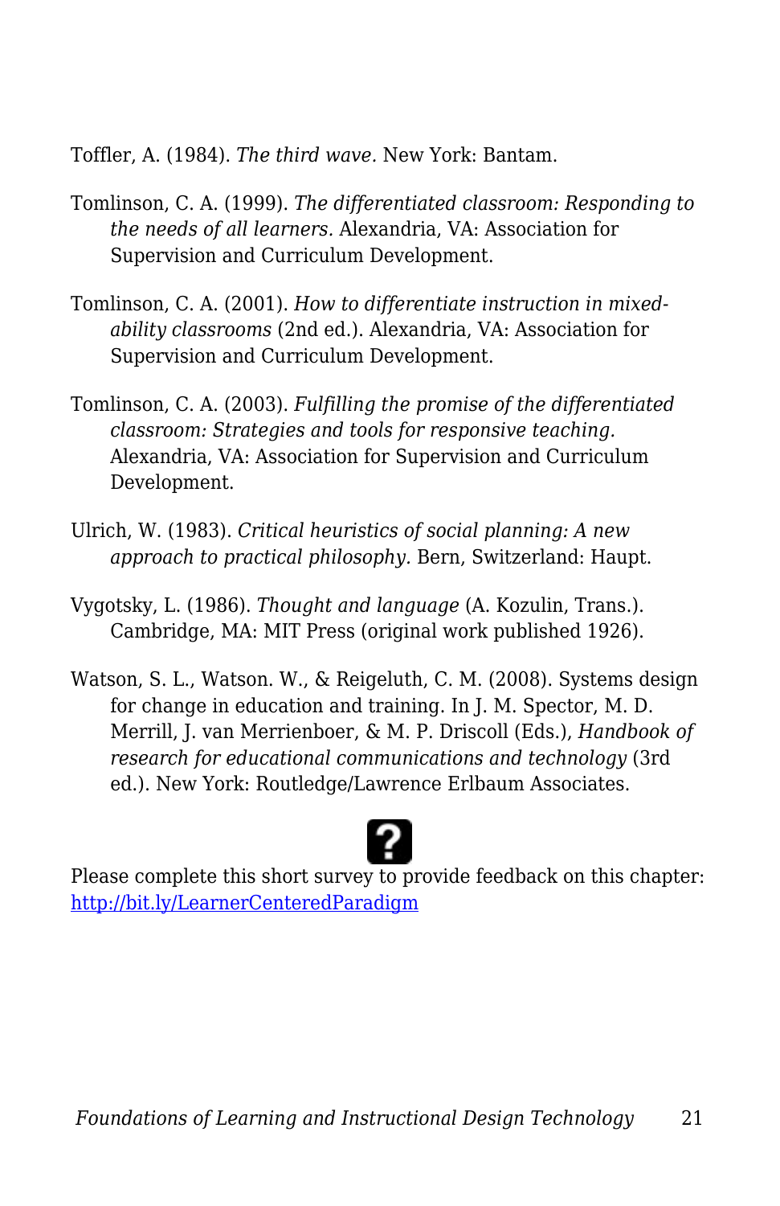Toffler, A. (1984). *The third wave.* New York: Bantam.

Tomlinson, C. A. (1999). *The differentiated classroom: Responding to the needs of all learners.* Alexandria, VA: Association for Supervision and Curriculum Development.

Tomlinson, C. A. (2001). *How to differentiate instruction in mixed-ability classrooms* (2nd ed.). Alexandria, VA: Association for Supervision and Curriculum Development.

Tomlinson, C. A. (2003). *Fulfilling the promise of the differentiated classroom: Strategies and tools for responsive teaching.* Alexandria, VA: Association for Supervision and Curriculum Development.

Ulrich, W. (1983). *Critical heuristics of social planning: A new approach to practical philosophy.* Bern, Switzerland: Haupt.

Vygotsky, L. (1986). *Thought and language* (A. Kozulin, Trans.). Cambridge, MA: MIT Press (original work published 1926).

Watson, S. L., Watson. W., & Reigeluth, C. M. (2008). Systems design for change in education and training. In J. M. Spector, M. D. Merrill, J. van Merrienboer, & M. P. Driscoll (Eds.), *Handbook of research for educational communications and technology* (3rd ed.). New York: Routledge/Lawrence Erlbaum Associates.

Please complete this short survey to provide feedback on this chapter: [http://bit.ly/LearnerCenteredParadigm](http://bit.ly/LearnerCenteredParadigm)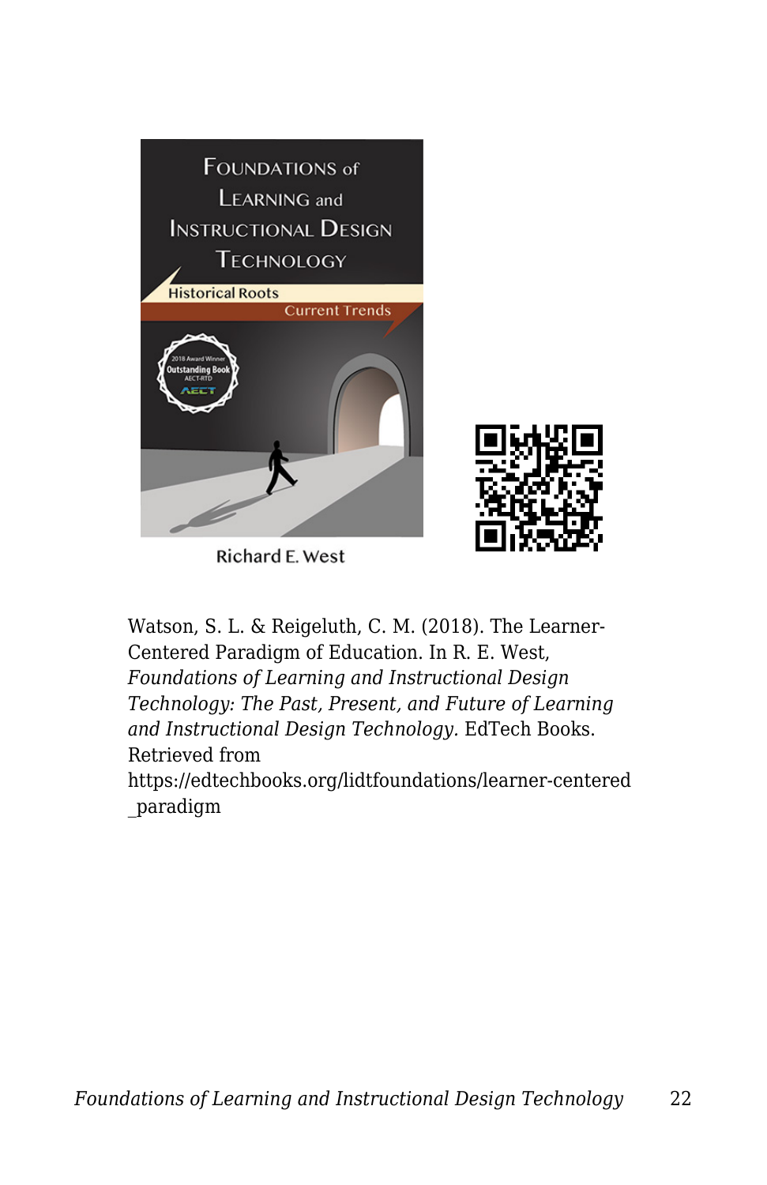Watson, S. L. & Reigeluth, C. M. (2018). The Learner-Centered Paradigm of Education. In R. E. West, *Foundations of Learning and Instructional Design Technology: The Past, Present, and Future of Learning and Instructional Design Technology*. EdTech Books. Retrieved from https://edtechbooks.org/lidtfoundations/learner-centered_paradigm